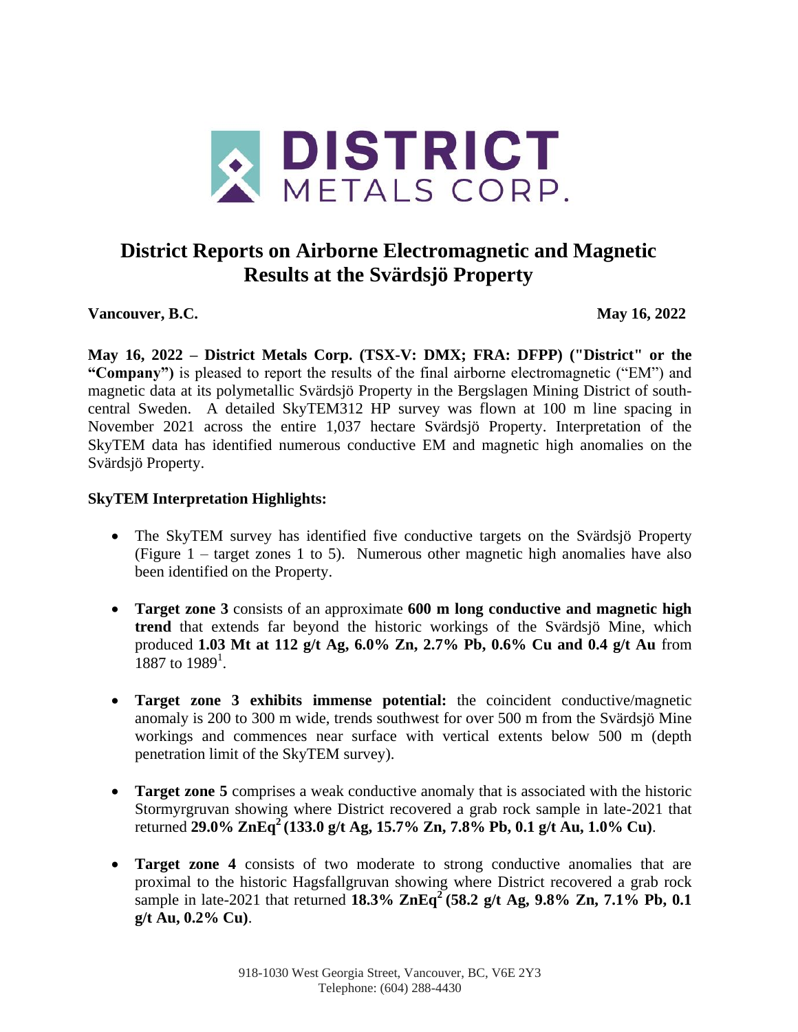# District Reports on Airborne Electromagnetic and Magnetic Results at the Svärdsjö Property

**Vancouver, B.C.** **May 16, 2022**

**May 16, 2022 – District Metals Corp. (TSX-V: DMX; FRA: DFPP) ("District" or the "Company")** is pleased to report the results of the final airborne electromagnetic ("EM") and magnetic data at its polymetallic Svärdsjö Property in the Bergslagen Mining District of south-central Sweden. A detailed SkyTEM312 HP survey was flown at 100 m line spacing in November 2021 across the entire 1,037 hectare Svärdsjö Property. Interpretation of the SkyTEM data has identified numerous conductive EM and magnetic high anomalies on the Svärdsjö Property.

**SkyTEM Interpretation Highlights:**

- The SkyTEM survey has identified five conductive targets on the Svärdsjö Property (Figure 1 – target zones 1 to 5). Numerous other magnetic high anomalies have also been identified on the Property.
- **Target zone 3** consists of an approximate **600 m long conductive and magnetic high trend** that extends far beyond the historic workings of the Svärdsjö Mine, which produced **1.03 Mt at 112 g/t Ag, 6.0% Zn, 2.7% Pb, 0.6% Cu and 0.4 g/t Au** from 1887 to 1989[1].
- **Target zone 3 exhibits immense potential:** the coincident conductive/magnetic anomaly is 200 to 300 m wide, trends southwest for over 500 m from the Svärdsjö Mine workings and commences near surface with vertical extents below 500 m (depth penetration limit of the SkyTEM survey).
- **Target zone 5** comprises a weak conductive anomaly that is associated with the historic Stormyrgruvan showing where District recovered a grab rock sample in late-2021 that returned **29.0% ZnEq[2] (133.0 g/t Ag, 15.7% Zn, 7.8% Pb, 0.1 g/t Au, 1.0% Cu)**.
- **Target zone 4** consists of two moderate to strong conductive anomalies that are proximal to the historic Hagsfallgruvan showing where District recovered a grab rock sample in late-2021 that returned **18.3% ZnEq[2] (58.2 g/t Ag, 9.8% Zn, 7.1% Pb, 0.1 g/t Au, 0.2% Cu)**.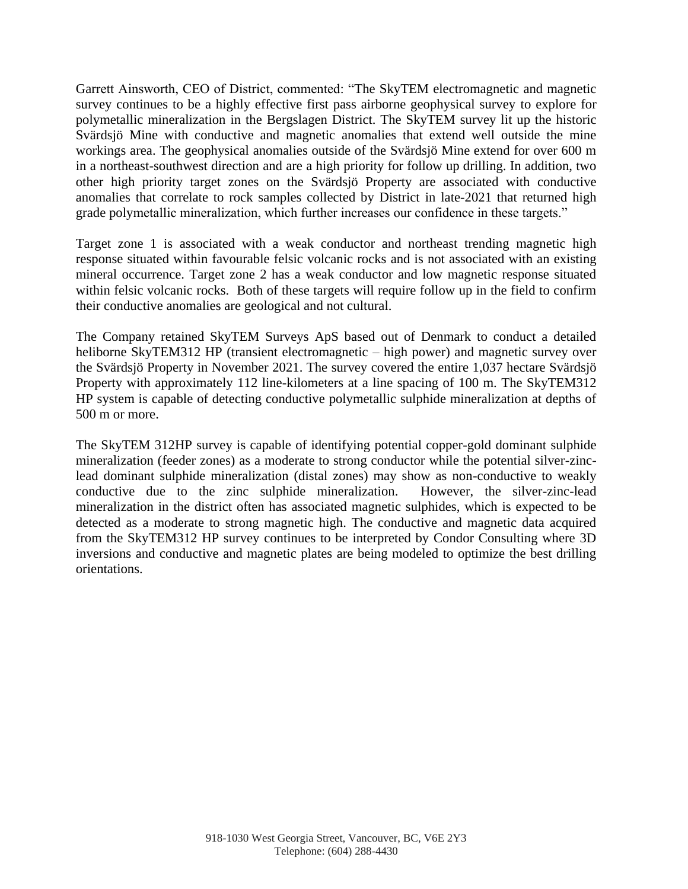Garrett Ainsworth, CEO of District, commented: "The SkyTEM electromagnetic and magnetic survey continues to be a highly effective first pass airborne geophysical survey to explore for polymetallic mineralization in the Bergslagen District. The SkyTEM survey lit up the historic Svärdsjö Mine with conductive and magnetic anomalies that extend well outside the mine workings area. The geophysical anomalies outside of the Svärdsjö Mine extend for over 600 m in a northeast-southwest direction and are a high priority for follow up drilling. In addition, two other high priority target zones on the Svärdsjö Property are associated with conductive anomalies that correlate to rock samples collected by District in late-2021 that returned high grade polymetallic mineralization, which further increases our confidence in these targets."

Target zone 1 is associated with a weak conductor and northeast trending magnetic high response situated within favourable felsic volcanic rocks and is not associated with an existing mineral occurrence. Target zone 2 has a weak conductor and low magnetic response situated within felsic volcanic rocks. Both of these targets will require follow up in the field to confirm their conductive anomalies are geological and not cultural.

The Company retained SkyTEM Surveys ApS based out of Denmark to conduct a detailed heliborne SkyTEM312 HP (transient electromagnetic – high power) and magnetic survey over the Svärdsjö Property in November 2021. The survey covered the entire 1,037 hectare Svärdsjö Property with approximately 112 line-kilometers at a line spacing of 100 m. The SkyTEM312 HP system is capable of detecting conductive polymetallic sulphide mineralization at depths of 500 m or more.

The SkyTEM 312HP survey is capable of identifying potential copper-gold dominant sulphide mineralization (feeder zones) as a moderate to strong conductor while the potential silver-zinc-lead dominant sulphide mineralization (distal zones) may show as non-conductive to weakly conductive due to the zinc sulphide mineralization. However, the silver-zinc-lead mineralization in the district often has associated magnetic sulphides, which is expected to be detected as a moderate to strong magnetic high. The conductive and magnetic data acquired from the SkyTEM312 HP survey continues to be interpreted by Condor Consulting where 3D inversions and conductive and magnetic plates are being modeled to optimize the best drilling orientations.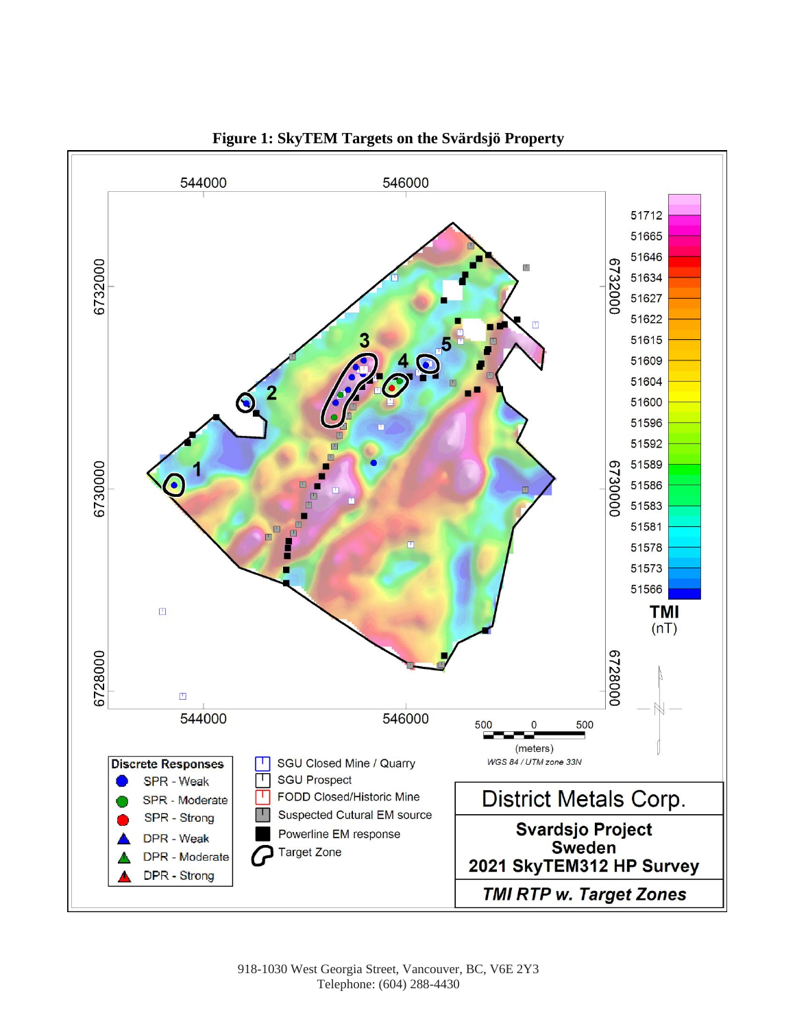**Figure 1: SkyTEM Targets on the Svärdsjö Property**

918-1030 West Georgia Street, Vancouver, BC, V6E 2Y3
Telephone: (604) 288-4430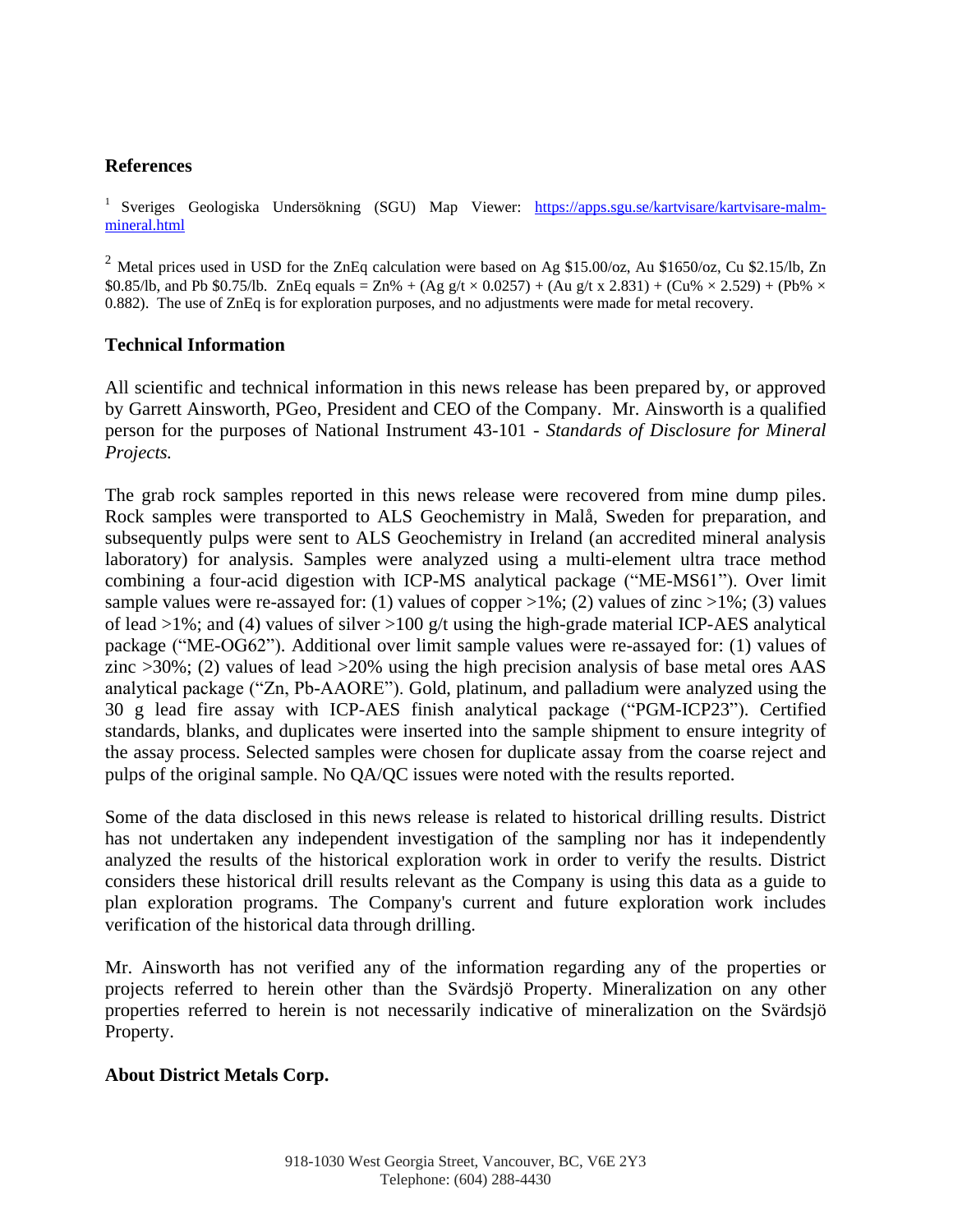## References

[1] Sveriges Geologiska Undersökning (SGU) Map Viewer: [https://apps.sgu.se/kartvisare/kartvisare-malm-mineral.html](https://apps.sgu.se/kartvisare/kartvisare-malm-mineral.html)

[2] Metal prices used in USD for the ZnEq calculation were based on Ag \$15.00/oz, Au \$1650/oz, Cu \$2.15/lb, Zn \$0.85/lb, and Pb \$0.75/lb. ZnEq equals = Zn% + (Ag g/t × 0.0257) + (Au g/t x 2.831) + (Cu% × 2.529) + (Pb% × 0.882). The use of ZnEq is for exploration purposes, and no adjustments were made for metal recovery.

## Technical Information

All scientific and technical information in this news release has been prepared by, or approved by Garrett Ainsworth, PGeo, President and CEO of the Company. Mr. Ainsworth is a qualified person for the purposes of National Instrument 43-101 - *Standards of Disclosure for Mineral Projects.*

The grab rock samples reported in this news release were recovered from mine dump piles. Rock samples were transported to ALS Geochemistry in Malå, Sweden for preparation, and subsequently pulps were sent to ALS Geochemistry in Ireland (an accredited mineral analysis laboratory) for analysis. Samples were analyzed using a multi-element ultra trace method combining a four-acid digestion with ICP-MS analytical package ("ME-MS61"). Over limit sample values were re-assayed for: (1) values of copper >1%; (2) values of zinc >1%; (3) values of lead >1%; and (4) values of silver >100 g/t using the high-grade material ICP-AES analytical package ("ME-OG62"). Additional over limit sample values were re-assayed for: (1) values of zinc >30%; (2) values of lead >20% using the high precision analysis of base metal ores AAS analytical package ("Zn, Pb-AAORE"). Gold, platinum, and palladium were analyzed using the 30 g lead fire assay with ICP-AES finish analytical package ("PGM-ICP23"). Certified standards, blanks, and duplicates were inserted into the sample shipment to ensure integrity of the assay process. Selected samples were chosen for duplicate assay from the coarse reject and pulps of the original sample. No QA/QC issues were noted with the results reported.

Some of the data disclosed in this news release is related to historical drilling results. District has not undertaken any independent investigation of the sampling nor has it independently analyzed the results of the historical exploration work in order to verify the results. District considers these historical drill results relevant as the Company is using this data as a guide to plan exploration programs. The Company's current and future exploration work includes verification of the historical data through drilling.

Mr. Ainsworth has not verified any of the information regarding any of the properties or projects referred to herein other than the Svärdsjö Property. Mineralization on any other properties referred to herein is not necessarily indicative of mineralization on the Svärdsjö Property.

## About District Metals Corp.

918-1030 West Georgia Street, Vancouver, BC, V6E 2Y3
Telephone: (604) 288-4430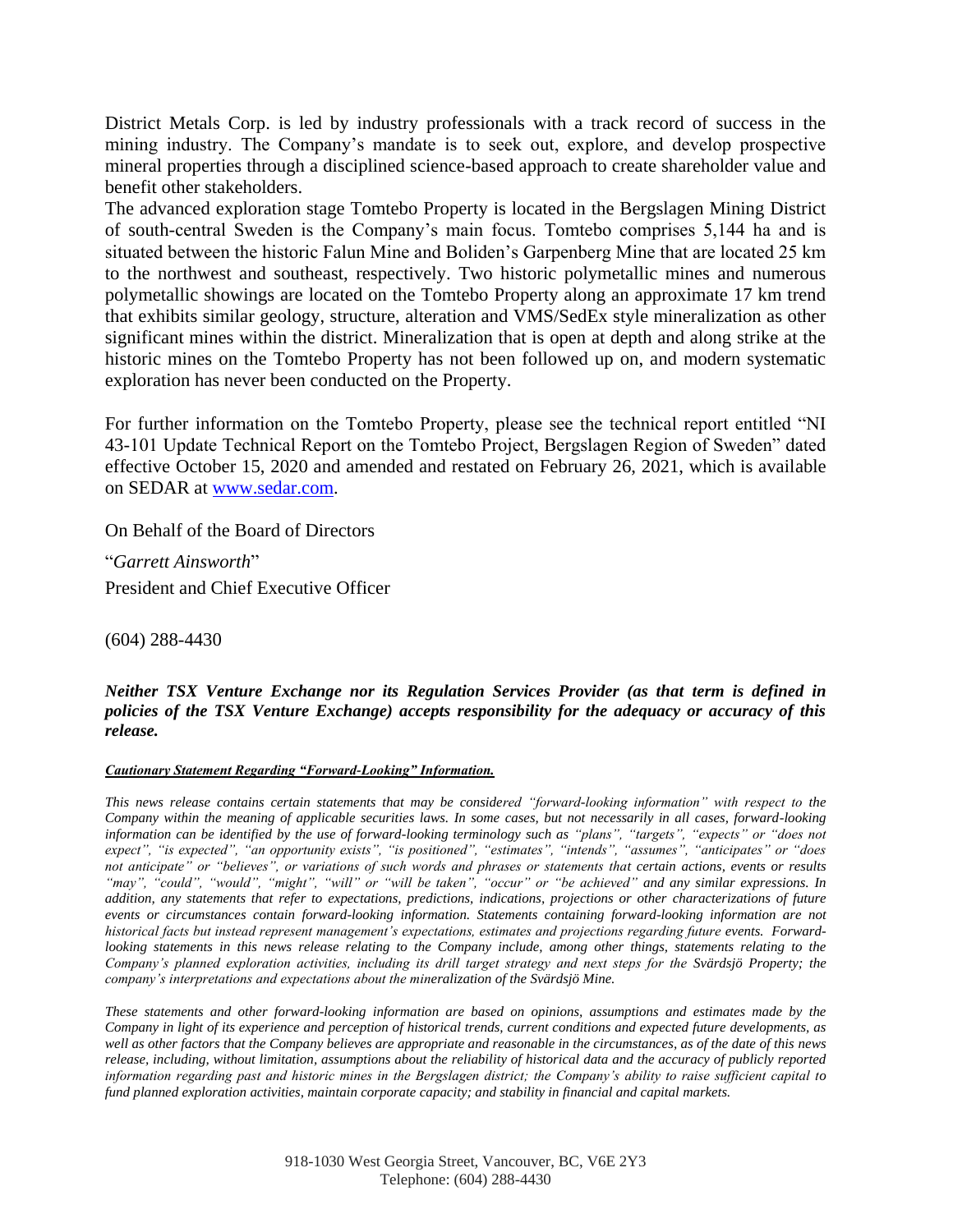District Metals Corp. is led by industry professionals with a track record of success in the mining industry. The Company's mandate is to seek out, explore, and develop prospective mineral properties through a disciplined science-based approach to create shareholder value and benefit other stakeholders.

The advanced exploration stage Tomtebo Property is located in the Bergslagen Mining District of south-central Sweden is the Company's main focus. Tomtebo comprises 5,144 ha and is situated between the historic Falun Mine and Boliden's Garpenberg Mine that are located 25 km to the northwest and southeast, respectively. Two historic polymetallic mines and numerous polymetallic showings are located on the Tomtebo Property along an approximate 17 km trend that exhibits similar geology, structure, alteration and VMS/SedEx style mineralization as other significant mines within the district. Mineralization that is open at depth and along strike at the historic mines on the Tomtebo Property has not been followed up on, and modern systematic exploration has never been conducted on the Property.

For further information on the Tomtebo Property, please see the technical report entitled "NI 43-101 Update Technical Report on the Tomtebo Project, Bergslagen Region of Sweden" dated effective October 15, 2020 and amended and restated on February 26, 2021, which is available on SEDAR at [www.sedar.com](www.sedar.com).

On Behalf of the Board of Directors

"*Garrett Ainsworth*"

President and Chief Executive Officer

(604) 288-4430

***Neither TSX Venture Exchange nor its Regulation Services Provider (as that term is defined in policies of the TSX Venture Exchange) accepts responsibility for the adequacy or accuracy of this release.***

***Cautionary Statement Regarding "Forward-Looking" Information.***

*This news release contains certain statements that may be considered "forward-looking information" with respect to the Company within the meaning of applicable securities laws. In some cases, but not necessarily in all cases, forward-looking information can be identified by the use of forward-looking terminology such as "plans", "targets", "expects" or "does not expect", "is expected", "an opportunity exists", "is positioned", "estimates", "intends", "assumes", "anticipates" or "does not anticipate" or "believes", or variations of such words and phrases or statements that certain actions, events or results "may", "could", "would", "might", "will" or "will be taken", "occur" or "be achieved" and any similar expressions. In addition, any statements that refer to expectations, predictions, indications, projections or other characterizations of future events or circumstances contain forward-looking information. Statements containing forward-looking information are not historical facts but instead represent management's expectations, estimates and projections regarding future events. Forward-looking statements in this news release relating to the Company include, among other things, statements relating to the Company's planned exploration activities, including its drill target strategy and next steps for the Svärdsjö Property; the company's interpretations and expectations about the mineralization of the Svärdsjö Mine.*

*These statements and other forward-looking information are based on opinions, assumptions and estimates made by the Company in light of its experience and perception of historical trends, current conditions and expected future developments, as well as other factors that the Company believes are appropriate and reasonable in the circumstances, as of the date of this news release, including, without limitation, assumptions about the reliability of historical data and the accuracy of publicly reported information regarding past and historic mines in the Bergslagen district; the Company's ability to raise sufficient capital to fund planned exploration activities, maintain corporate capacity; and stability in financial and capital markets.*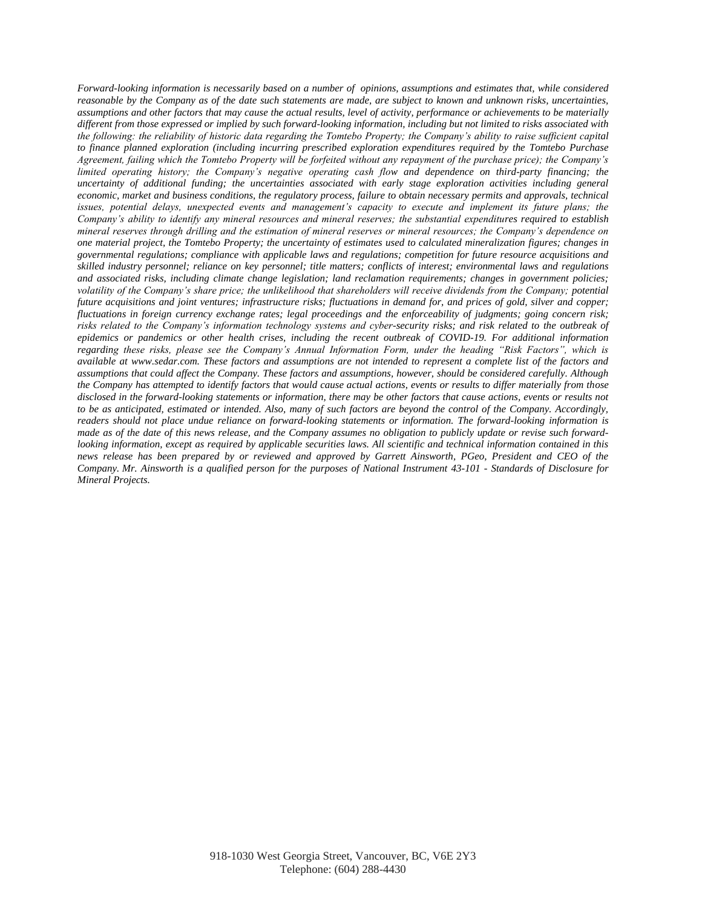*Forward-looking information is necessarily based on a number of opinions, assumptions and estimates that, while considered reasonable by the Company as of the date such statements are made, are subject to known and unknown risks, uncertainties, assumptions and other factors that may cause the actual results, level of activity, performance or achievements to be materially different from those expressed or implied by such forward-looking information, including but not limited to risks associated with the following: the reliability of historic data regarding the Tomtebo Property; the Company's ability to raise sufficient capital to finance planned exploration (including incurring prescribed exploration expenditures required by the Tomtebo Purchase Agreement, failing which the Tomtebo Property will be forfeited without any repayment of the purchase price); the Company's limited operating history; the Company's negative operating cash flow and dependence on third-party financing; the uncertainty of additional funding; the uncertainties associated with early stage exploration activities including general economic, market and business conditions, the regulatory process, failure to obtain necessary permits and approvals, technical issues, potential delays, unexpected events and management's capacity to execute and implement its future plans; the Company's ability to identify any mineral resources and mineral reserves; the substantial expenditures required to establish mineral reserves through drilling and the estimation of mineral reserves or mineral resources; the Company's dependence on one material project, the Tomtebo Property; the uncertainty of estimates used to calculated mineralization figures; changes in governmental regulations; compliance with applicable laws and regulations; competition for future resource acquisitions and skilled industry personnel; reliance on key personnel; title matters; conflicts of interest; environmental laws and regulations and associated risks, including climate change legislation; land reclamation requirements; changes in government policies; volatility of the Company's share price; the unlikelihood that shareholders will receive dividends from the Company; potential future acquisitions and joint ventures; infrastructure risks; fluctuations in demand for, and prices of gold, silver and copper; fluctuations in foreign currency exchange rates; legal proceedings and the enforceability of judgments; going concern risk; risks related to the Company's information technology systems and cyber-security risks; and risk related to the outbreak of epidemics or pandemics or other health crises, including the recent outbreak of COVID-19. For additional information regarding these risks, please see the Company's Annual Information Form, under the heading "Risk Factors", which is available at www.sedar.com. These factors and assumptions are not intended to represent a complete list of the factors and assumptions that could affect the Company. These factors and assumptions, however, should be considered carefully. Although the Company has attempted to identify factors that would cause actual actions, events or results to differ materially from those disclosed in the forward-looking statements or information, there may be other factors that cause actions, events or results not to be as anticipated, estimated or intended. Also, many of such factors are beyond the control of the Company. Accordingly, readers should not place undue reliance on forward-looking statements or information. The forward-looking information is made as of the date of this news release, and the Company assumes no obligation to publicly update or revise such forward-looking information, except as required by applicable securities laws. All scientific and technical information contained in this news release has been prepared by or reviewed and approved by Garrett Ainsworth, PGeo, President and CEO of the Company. Mr. Ainsworth is a qualified person for the purposes of National Instrument 43-101 - Standards of Disclosure for Mineral Projects.*

918-1030 West Georgia Street, Vancouver, BC, V6E 2Y3
Telephone: (604) 288-4430